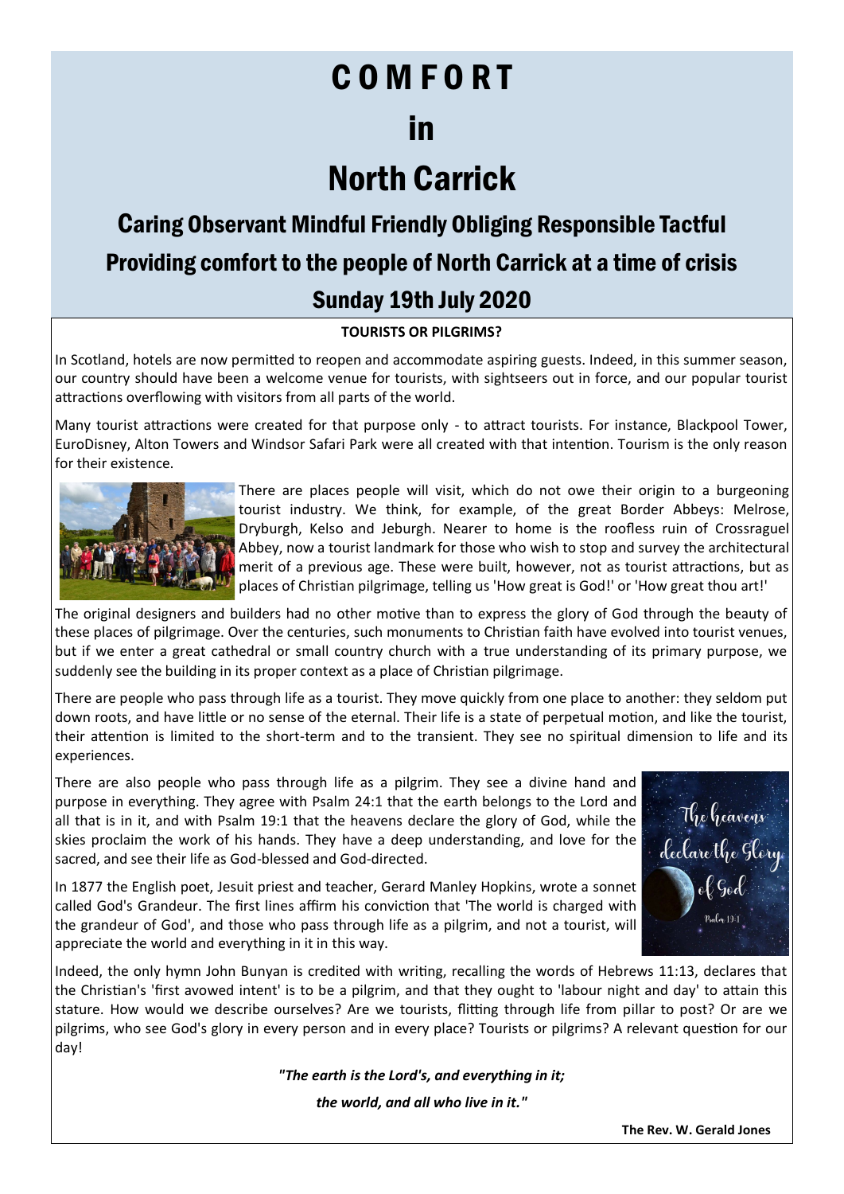# C O M F O R T

# in

# North Carrick

## Caring Observant Mindful Friendly Obliging Responsible Tactful

## Providing comfort to the people of North Carrick at a time of crisis

## Sunday 19th July 2020

**TOURISTS OR PILGRIMS?**

In Scotland, hotels are now permitted to reopen and accommodate aspiring guests. Indeed, in this summer season, our country should have been a welcome venue for tourists, with sightseers out in force, and our popular tourist attractions overflowing with visitors from all parts of the world.

Many tourist attractions were created for that purpose only - to attract tourists. For instance, Blackpool Tower, EuroDisney, Alton Towers and Windsor Safari Park were all created with that intention. Tourism is the only reason for their existence.

There are places people will visit, which do not owe their origin to a burgeoning tourist industry. We think, for example, of the great Border Abbeys: Melrose, Dryburgh, Kelso and Jeburgh. Nearer to home is the roofless ruin of Crossraguel Abbey, now a tourist landmark for those who wish to stop and survey the architectural merit of a previous age. These were built, however, not as tourist attractions, but as places of Christian pilgrimage, telling us 'How great is God!' or 'How great thou art!'

The original designers and builders had no other motive than to express the glory of God through the beauty of these places of pilgrimage. Over the centuries, such monuments to Christian faith have evolved into tourist venues, but if we enter a great cathedral or small country church with a true understanding of its primary purpose, we suddenly see the building in its proper context as a place of Christian pilgrimage.

There are people who pass through life as a tourist. They move quickly from one place to another: they seldom put down roots, and have little or no sense of the eternal. Their life is a state of perpetual motion, and like the tourist, their attention is limited to the short-term and to the transient. They see no spiritual dimension to life and its experiences.

There are also people who pass through life as a pilgrim. They see a divine hand and purpose in everything. They agree with Psalm 24:1 that the earth belongs to the Lord and all that is in it, and with Psalm 19:1 that the heavens declare the glory of God, while the skies proclaim the work of his hands. They have a deep understanding, and love for the sacred, and see their life as God-blessed and God-directed.

In 1877 the English poet, Jesuit priest and teacher, Gerard Manley Hopkins, wrote a sonnet called God's Grandeur. The first lines affirm his conviction that 'The world is charged with the grandeur of God', and those who pass through life as a pilgrim, and not a tourist, will appreciate the world and everything in it in this way.

Indeed, the only hymn John Bunyan is credited with writing, recalling the words of Hebrews 11:13, declares that the Christian's 'first avowed intent' is to be a pilgrim, and that they ought to 'labour night and day' to attain this stature. How would we describe ourselves? Are we tourists, flitting through life from pillar to post? Or are we pilgrims, who see God's glory in every person and in every place? Tourists or pilgrims? A relevant question for our day!

***"The earth is the Lord's, and everything in it;***

***the world, and all who live in it."***

**The Rev. W. Gerald Jones**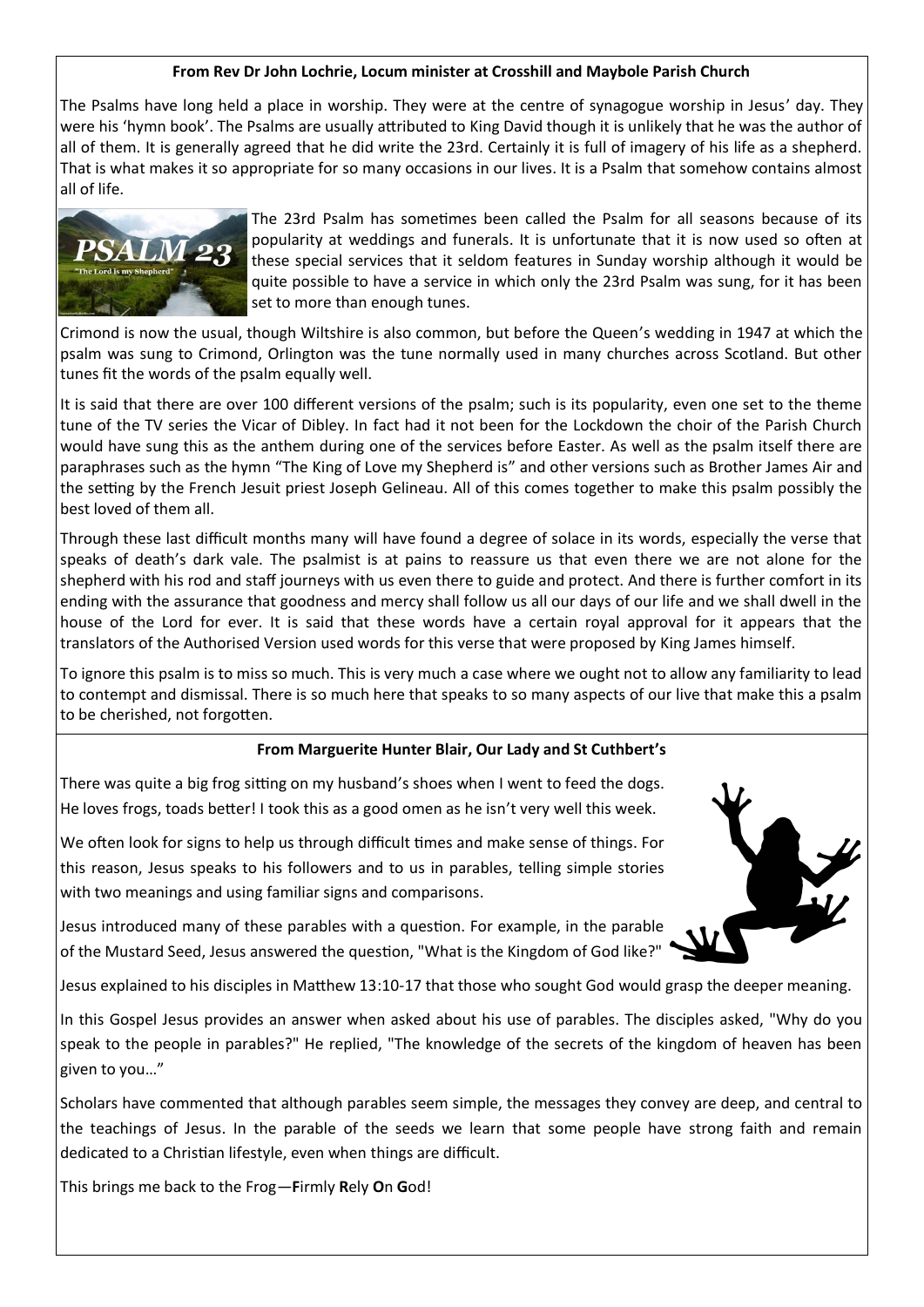**From Rev Dr John Lochrie, Locum minister at Crosshill and Maybole Parish Church**

The Psalms have long held a place in worship. They were at the centre of synagogue worship in Jesus' day. They were his 'hymn book'. The Psalms are usually attributed to King David though it is unlikely that he was the author of all of them. It is generally agreed that he did write the 23rd. Certainly it is full of imagery of his life as a shepherd. That is what makes it so appropriate for so many occasions in our lives. It is a Psalm that somehow contains almost all of life.

The 23rd Psalm has sometimes been called the Psalm for all seasons because of its popularity at weddings and funerals. It is unfortunate that it is now used so often at these special services that it seldom features in Sunday worship although it would be quite possible to have a service in which only the 23rd Psalm was sung, for it has been set to more than enough tunes.

Crimond is now the usual, though Wiltshire is also common, but before the Queen's wedding in 1947 at which the psalm was sung to Crimond, Orlington was the tune normally used in many churches across Scotland. But other tunes fit the words of the psalm equally well.

It is said that there are over 100 different versions of the psalm; such is its popularity, even one set to the theme tune of the TV series the Vicar of Dibley. In fact had it not been for the Lockdown the choir of the Parish Church would have sung this as the anthem during one of the services before Easter. As well as the psalm itself there are paraphrases such as the hymn "The King of Love my Shepherd is" and other versions such as Brother James Air and the setting by the French Jesuit priest Joseph Gelineau. All of this comes together to make this psalm possibly the best loved of them all.

Through these last difficult months many will have found a degree of solace in its words, especially the verse that speaks of death's dark vale. The psalmist is at pains to reassure us that even there we are not alone for the shepherd with his rod and staff journeys with us even there to guide and protect. And there is further comfort in its ending with the assurance that goodness and mercy shall follow us all our days of our life and we shall dwell in the house of the Lord for ever. It is said that these words have a certain royal approval for it appears that the translators of the Authorised Version used words for this verse that were proposed by King James himself.

To ignore this psalm is to miss so much. This is very much a case where we ought not to allow any familiarity to lead to contempt and dismissal. There is so much here that speaks to so many aspects of our live that make this a psalm to be cherished, not forgotten.

**From Marguerite Hunter Blair, Our Lady and St Cuthbert's**

There was quite a big frog sitting on my husband's shoes when I went to feed the dogs. He loves frogs, toads better! I took this as a good omen as he isn't very well this week.

We often look for signs to help us through difficult times and make sense of things. For this reason, Jesus speaks to his followers and to us in parables, telling simple stories with two meanings and using familiar signs and comparisons.

Jesus introduced many of these parables with a question. For example, in the parable of the Mustard Seed, Jesus answered the question, "What is the Kingdom of God like?"

Jesus explained to his disciples in Matthew 13:10-17 that those who sought God would grasp the deeper meaning.

In this Gospel Jesus provides an answer when asked about his use of parables. The disciples asked, "Why do you speak to the people in parables?" He replied, "The knowledge of the secrets of the kingdom of heaven has been given to you…"

Scholars have commented that although parables seem simple, the messages they convey are deep, and central to the teachings of Jesus. In the parable of the seeds we learn that some people have strong faith and remain dedicated to a Christian lifestyle, even when things are difficult.

This brings me back to the Frog—**F**irmly **R**ely **O**n **G**od!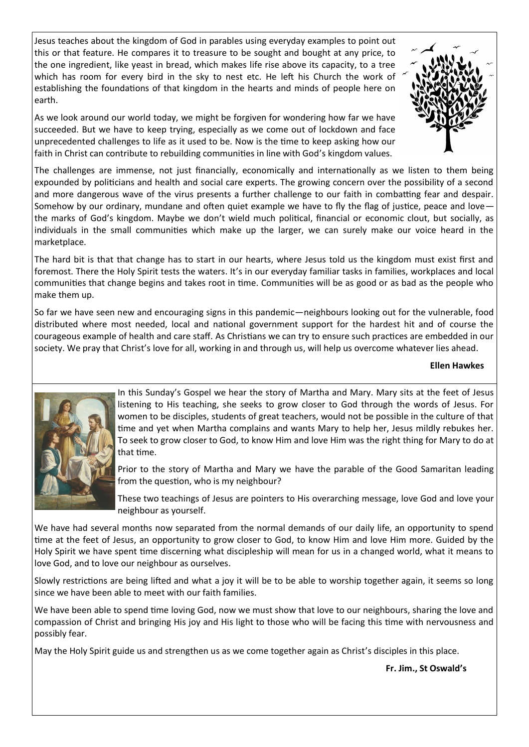Jesus teaches about the kingdom of God in parables using everyday examples to point out this or that feature. He compares it to treasure to be sought and bought at any price, to the one ingredient, like yeast in bread, which makes life rise above its capacity, to a tree which has room for every bird in the sky to nest etc. He left his Church the work of establishing the foundations of that kingdom in the hearts and minds of people here on earth.

As we look around our world today, we might be forgiven for wondering how far we have succeeded. But we have to keep trying, especially as we come out of lockdown and face unprecedented challenges to life as it used to be. Now is the time to keep asking how our faith in Christ can contribute to rebuilding communities in line with God's kingdom values.

The challenges are immense, not just financially, economically and internationally as we listen to them being expounded by politicians and health and social care experts. The growing concern over the possibility of a second and more dangerous wave of the virus presents a further challenge to our faith in combatting fear and despair. Somehow by our ordinary, mundane and often quiet example we have to fly the flag of justice, peace and love—the marks of God's kingdom. Maybe we don't wield much political, financial or economic clout, but socially, as individuals in the small communities which make up the larger, we can surely make our voice heard in the marketplace.

The hard bit is that that change has to start in our hearts, where Jesus told us the kingdom must exist first and foremost. There the Holy Spirit tests the waters. It's in our everyday familiar tasks in families, workplaces and local communities that change begins and takes root in time. Communities will be as good or as bad as the people who make them up.

So far we have seen new and encouraging signs in this pandemic—neighbours looking out for the vulnerable, food distributed where most needed, local and national government support for the hardest hit and of course the courageous example of health and care staff. As Christians we can try to ensure such practices are embedded in our society. We pray that Christ's love for all, working in and through us, will help us overcome whatever lies ahead.

**Ellen Hawkes**

In this Sunday's Gospel we hear the story of Martha and Mary. Mary sits at the feet of Jesus listening to His teaching, she seeks to grow closer to God through the words of Jesus. For women to be disciples, students of great teachers, would not be possible in the culture of that time and yet when Martha complains and wants Mary to help her, Jesus mildly rebukes her. To seek to grow closer to God, to know Him and love Him was the right thing for Mary to do at that time.

Prior to the story of Martha and Mary we have the parable of the Good Samaritan leading from the question, who is my neighbour?

These two teachings of Jesus are pointers to His overarching message, love God and love your neighbour as yourself.

We have had several months now separated from the normal demands of our daily life, an opportunity to spend time at the feet of Jesus, an opportunity to grow closer to God, to know Him and love Him more. Guided by the Holy Spirit we have spent time discerning what discipleship will mean for us in a changed world, what it means to love God, and to love our neighbour as ourselves.

Slowly restrictions are being lifted and what a joy it will be to be able to worship together again, it seems so long since we have been able to meet with our faith families.

We have been able to spend time loving God, now we must show that love to our neighbours, sharing the love and compassion of Christ and bringing His joy and His light to those who will be facing this time with nervousness and possibly fear.

May the Holy Spirit guide us and strengthen us as we come together again as Christ's disciples in this place.

**Fr. Jim., St Oswald's**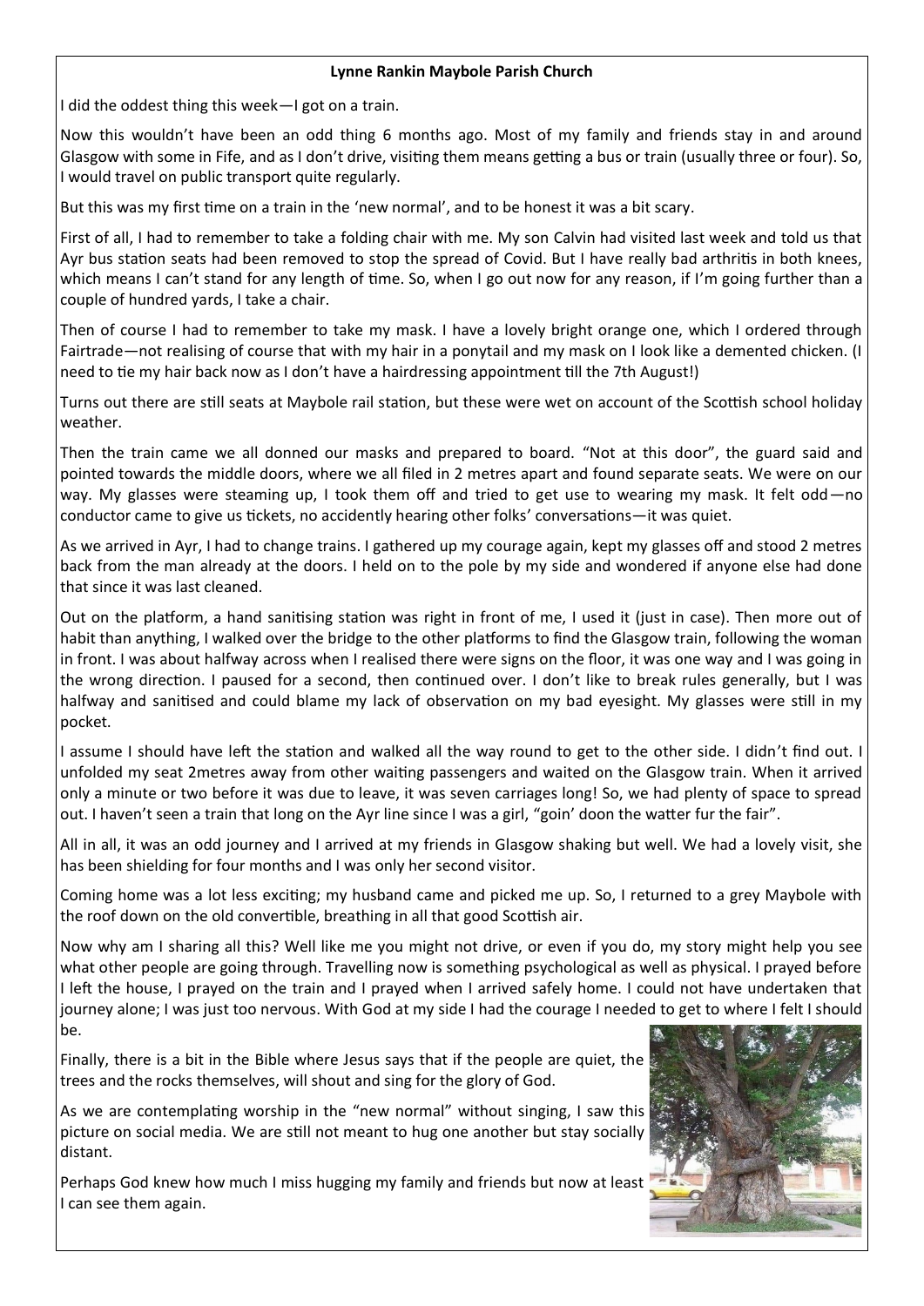**Lynne Rankin Maybole Parish Church**

I did the oddest thing this week—I got on a train.

Now this wouldn't have been an odd thing 6 months ago. Most of my family and friends stay in and around Glasgow with some in Fife, and as I don't drive, visiting them means getting a bus or train (usually three or four). So, I would travel on public transport quite regularly.

But this was my first time on a train in the 'new normal', and to be honest it was a bit scary.

First of all, I had to remember to take a folding chair with me. My son Calvin had visited last week and told us that Ayr bus station seats had been removed to stop the spread of Covid. But I have really bad arthritis in both knees, which means I can't stand for any length of time. So, when I go out now for any reason, if I'm going further than a couple of hundred yards, I take a chair.

Then of course I had to remember to take my mask. I have a lovely bright orange one, which I ordered through Fairtrade—not realising of course that with my hair in a ponytail and my mask on I look like a demented chicken. (I need to tie my hair back now as I don't have a hairdressing appointment till the 7th August!)

Turns out there are still seats at Maybole rail station, but these were wet on account of the Scottish school holiday weather.

Then the train came we all donned our masks and prepared to board. "Not at this door", the guard said and pointed towards the middle doors, where we all filed in 2 metres apart and found separate seats. We were on our way. My glasses were steaming up, I took them off and tried to get use to wearing my mask. It felt odd—no conductor came to give us tickets, no accidently hearing other folks' conversations—it was quiet.

As we arrived in Ayr, I had to change trains. I gathered up my courage again, kept my glasses off and stood 2 metres back from the man already at the doors. I held on to the pole by my side and wondered if anyone else had done that since it was last cleaned.

Out on the platform, a hand sanitising station was right in front of me, I used it (just in case). Then more out of habit than anything, I walked over the bridge to the other platforms to find the Glasgow train, following the woman in front. I was about halfway across when I realised there were signs on the floor, it was one way and I was going in the wrong direction. I paused for a second, then continued over. I don't like to break rules generally, but I was halfway and sanitised and could blame my lack of observation on my bad eyesight. My glasses were still in my pocket.

I assume I should have left the station and walked all the way round to get to the other side. I didn't find out. I unfolded my seat 2metres away from other waiting passengers and waited on the Glasgow train. When it arrived only a minute or two before it was due to leave, it was seven carriages long! So, we had plenty of space to spread out. I haven't seen a train that long on the Ayr line since I was a girl, "goin' doon the watter fur the fair".

All in all, it was an odd journey and I arrived at my friends in Glasgow shaking but well. We had a lovely visit, she has been shielding for four months and I was only her second visitor.

Coming home was a lot less exciting; my husband came and picked me up. So, I returned to a grey Maybole with the roof down on the old convertible, breathing in all that good Scottish air.

Now why am I sharing all this? Well like me you might not drive, or even if you do, my story might help you see what other people are going through. Travelling now is something psychological as well as physical. I prayed before I left the house, I prayed on the train and I prayed when I arrived safely home. I could not have undertaken that journey alone; I was just too nervous. With God at my side I had the courage I needed to get to where I felt I should be.

Finally, there is a bit in the Bible where Jesus says that if the people are quiet, the trees and the rocks themselves, will shout and sing for the glory of God.

As we are contemplating worship in the "new normal" without singing, I saw this picture on social media. We are still not meant to hug one another but stay socially distant.

Perhaps God knew how much I miss hugging my family and friends but now at least I can see them again.